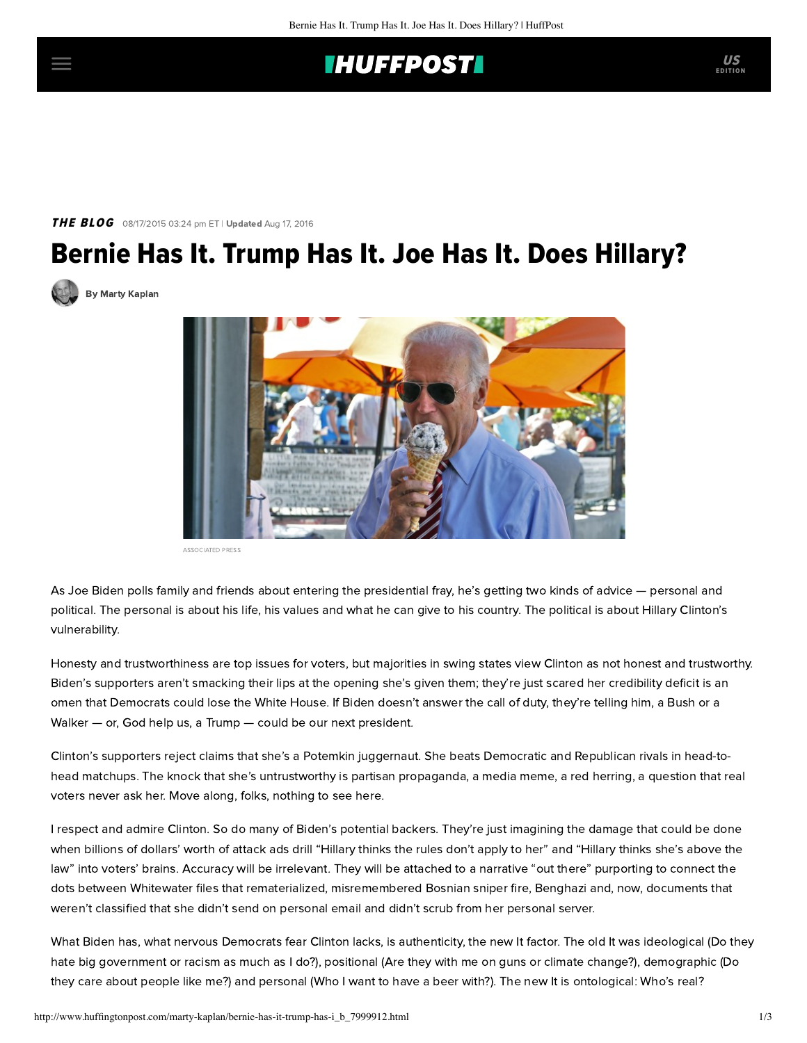THE BLOG 08/17/2015 03:24 pm ET | Updated Aug 17, 2016

# Bernie Has It. Trump Has It. Joe Has It. Does Hillary?

By Marty Kaplan

ASSOCIATED PRESS

As Joe Biden polls family and friends about entering the presidential fray, he's getting two kinds of advice — personal and political. The personal is about his life, his values and what he can give to his country. The political is about Hillary Clinton's vulnerability.

Honesty and trustworthiness are top issues for voters, but majorities in swing states view Clinton as not honest and trustworthy. Biden's supporters aren't smacking their lips at the opening she's given them; they're just scared her credibility deficit is an omen that Democrats could lose the White House. If Biden doesn't answer the call of duty, they're telling him, a Bush or a Walker — or, God help us, a Trump — could be our next president.

Clinton's supporters reject claims that she's a Potemkin juggernaut. She beats Democratic and Republican rivals in head-to-head matchups. The knock that she's untrustworthy is partisan propaganda, a media meme, a red herring, a question that real voters never ask her. Move along, folks, nothing to see here.

I respect and admire Clinton. So do many of Biden's potential backers. They're just imagining the damage that could be done when billions of dollars' worth of attack ads drill "Hillary thinks the rules don't apply to her" and "Hillary thinks she's above the law" into voters' brains. Accuracy will be irrelevant. They will be attached to a narrative "out there" purporting to connect the dots between Whitewater files that rematerialized, misremembered Bosnian sniper fire, Benghazi and, now, documents that weren't classified that she didn't send on personal email and didn't scrub from her personal server.

What Biden has, what nervous Democrats fear Clinton lacks, is authenticity, the new It factor. The old It was ideological (Do they hate big government or racism as much as I do?), positional (Are they with me on guns or climate change?), demographic (Do they care about people like me?) and personal (Who I want to have a beer with?). The new It is ontological: Who's real?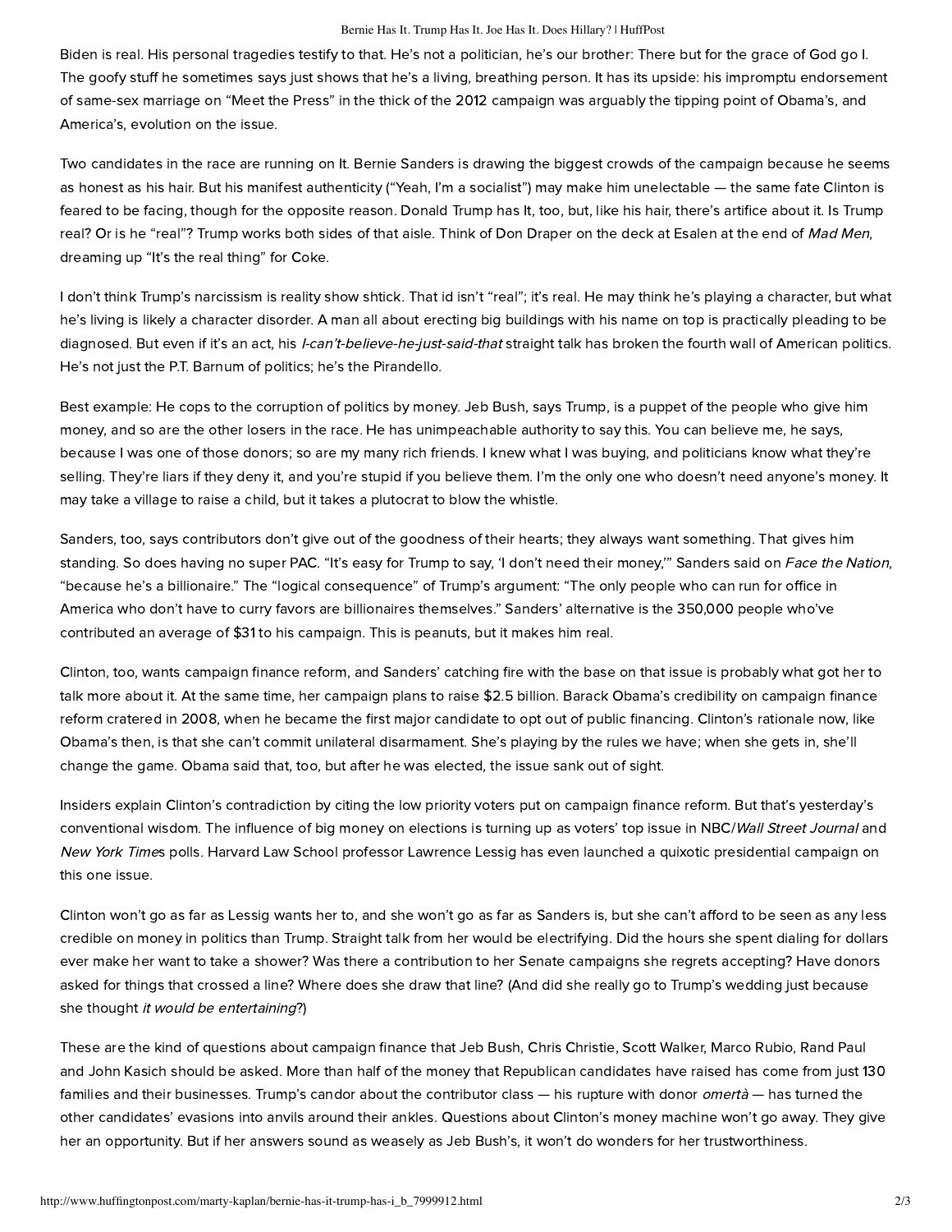Biden is real. His personal tragedies testify to that. He's not a politician, he's our brother: There but for the grace of God go I. The goofy stuff he sometimes says just shows that he's a living, breathing person. It has its upside: his impromptu endorsement of same-sex marriage on "Meet the Press" in the thick of the 2012 campaign was arguably the tipping point of Obama's, and America's, evolution on the issue.

Two candidates in the race are running on It. Bernie Sanders is drawing the biggest crowds of the campaign because he seems as honest as his hair. But his manifest authenticity ("Yeah, I'm a socialist") may make him unelectable — the same fate Clinton is feared to be facing, though for the opposite reason. Donald Trump has It, too, but, like his hair, there's artifice about it. Is Trump real? Or is he "real"? Trump works both sides of that aisle. Think of Don Draper on the deck at Esalen at the end of *Mad Men,* dreaming up "It's the real thing" for Coke.

I don't think Trump's narcissism is reality show shtick. That id isn't "real"; it's real. He may think he's playing a character, but what he's living is likely a character disorder. A man all about erecting big buildings with his name on top is practically pleading to be diagnosed. But even if it's an act, his *I-can't-believe-he-just-said-that* straight talk has broken the fourth wall of American politics. He's not just the P.T. Barnum of politics; he's the Pirandello.

Best example: He cops to the corruption of politics by money. Jeb Bush, says Trump, is a puppet of the people who give him money, and so are the other losers in the race. He has unimpeachable authority to say this. You can believe me, he says, because I was one of those donors; so are my many rich friends. I knew what I was buying, and politicians know what they're selling. They're liars if they deny it, and you're stupid if you believe them. I'm the only one who doesn't need anyone's money. It may take a village to raise a child, but it takes a plutocrat to blow the whistle.

Sanders, too, says contributors don't give out of the goodness of their hearts; they always want something. That gives him standing. So does having no super PAC. "It's easy for Trump to say, 'I don't need their money,'" Sanders said on *Face the Nation*, "because he's a billionaire." The "logical consequence" of Trump's argument: "The only people who can run for office in America who don't have to curry favors are billionaires themselves." Sanders' alternative is the 350,000 people who've contributed an average of $31 to his campaign. This is peanuts, but it makes him real.

Clinton, too, wants campaign finance reform, and Sanders' catching fire with the base on that issue is probably what got her to talk more about it. At the same time, her campaign plans to raise $2.5 billion. Barack Obama's credibility on campaign finance reform cratered in 2008, when he became the first major candidate to opt out of public financing. Clinton's rationale now, like Obama's then, is that she can't commit unilateral disarmament. She's playing by the rules we have; when she gets in, she'll change the game. Obama said that, too, but after he was elected, the issue sank out of sight.

Insiders explain Clinton's contradiction by citing the low priority voters put on campaign finance reform. But that's yesterday's conventional wisdom. The influence of big money on elections is turning up as voters' top issue in NBC/*Wall Street Journal* and *New York Time*s polls. Harvard Law School professor Lawrence Lessig has even launched a quixotic presidential campaign on this one issue.

Clinton won't go as far as Lessig wants her to, and she won't go as far as Sanders is, but she can't afford to be seen as any less credible on money in politics than Trump. Straight talk from her would be electrifying. Did the hours she spent dialing for dollars ever make her want to take a shower? Was there a contribution to her Senate campaigns she regrets accepting? Have donors asked for things that crossed a line? Where does she draw that line? (And did she really go to Trump's wedding just because she thought *it would be entertaining*?)

These are the kind of questions about campaign finance that Jeb Bush, Chris Christie, Scott Walker, Marco Rubio, Rand Paul and John Kasich should be asked. More than half of the money that Republican candidates have raised has come from just 130 families and their businesses. Trump's candor about the contributor class — his rupture with donor *omertà* — has turned the other candidates' evasions into anvils around their ankles. Questions about Clinton's money machine won't go away. They give her an opportunity. But if her answers sound as weasely as Jeb Bush's, it won't do wonders for her trustworthiness.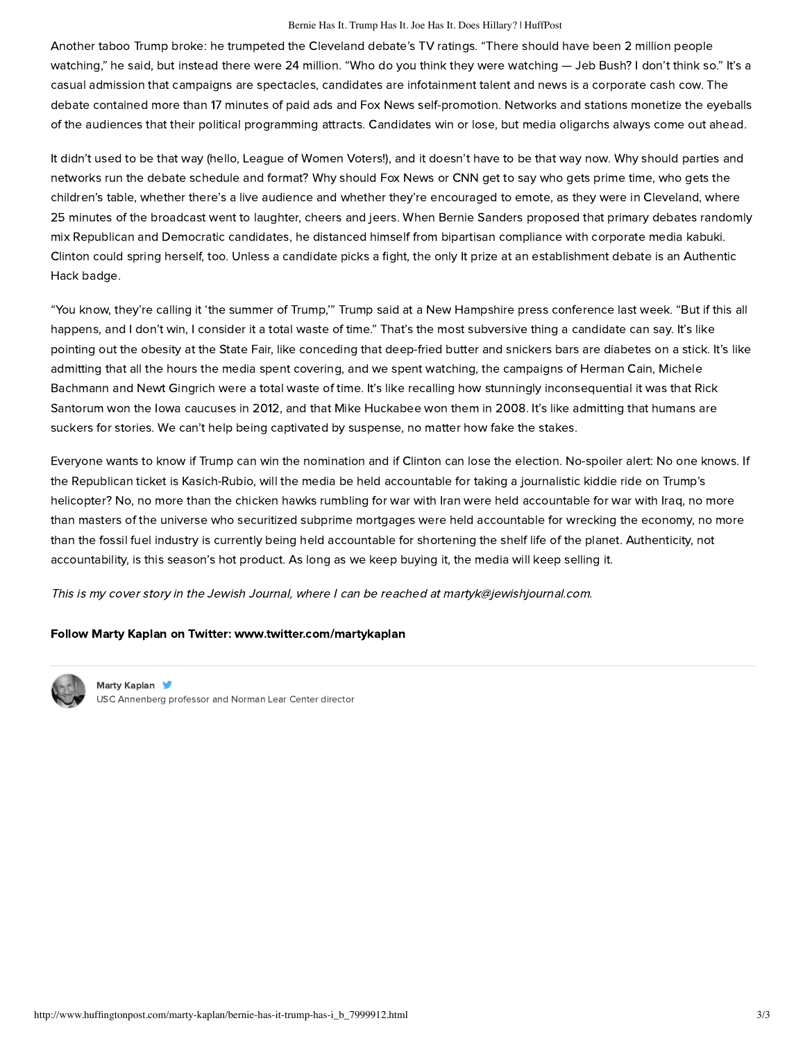Another taboo Trump broke: he trumpeted the Cleveland debate's TV ratings. "There should have been 2 million people watching," he said, but instead there were 24 million. "Who do you think they were watching — Jeb Bush? I don't think so." It's a casual admission that campaigns are spectacles, candidates are infotainment talent and news is a corporate cash cow. The debate contained more than 17 minutes of paid ads and Fox News self-promotion. Networks and stations monetize the eyeballs of the audiences that their political programming attracts. Candidates win or lose, but media oligarchs always come out ahead.

It didn't used to be that way (hello, League of Women Voters!), and it doesn't have to be that way now. Why should parties and networks run the debate schedule and format? Why should Fox News or CNN get to say who gets prime time, who gets the children's table, whether there's a live audience and whether they're encouraged to emote, as they were in Cleveland, where 25 minutes of the broadcast went to laughter, cheers and jeers. When Bernie Sanders proposed that primary debates randomly mix Republican and Democratic candidates, he distanced himself from bipartisan compliance with corporate media kabuki. Clinton could spring herself, too. Unless a candidate picks a fight, the only It prize at an establishment debate is an Authentic Hack badge.

"You know, they're calling it 'the summer of Trump,'" Trump said at a New Hampshire press conference last week. "But if this all happens, and I don't win, I consider it a total waste of time." That's the most subversive thing a candidate can say. It's like pointing out the obesity at the State Fair, like conceding that deep-fried butter and snickers bars are diabetes on a stick. It's like admitting that all the hours the media spent covering, and we spent watching, the campaigns of Herman Cain, Michele Bachmann and Newt Gingrich were a total waste of time. It's like recalling how stunningly inconsequential it was that Rick Santorum won the Iowa caucuses in 2012, and that Mike Huckabee won them in 2008. It's like admitting that humans are suckers for stories. We can't help being captivated by suspense, no matter how fake the stakes.

Everyone wants to know if Trump can win the nomination and if Clinton can lose the election. No-spoiler alert: No one knows. If the Republican ticket is Kasich-Rubio, will the media be held accountable for taking a journalistic kiddie ride on Trump's helicopter? No, no more than the chicken hawks rumbling for war with Iran were held accountable for war with Iraq, no more than masters of the universe who securitized subprime mortgages were held accountable for wrecking the economy, no more than the fossil fuel industry is currently being held accountable for shortening the shelf life of the planet. Authenticity, not accountability, is this season's hot product. As long as we keep buying it, the media will keep selling it.

*This is my cover story in the Jewish Journal, where I can be reached at martyk@jewishjournal.com.*

**Follow Marty Kaplan on Twitter: www.twitter.com/martykaplan**

**Marty Kaplan**

USC Annenberg professor and Norman Lear Center director